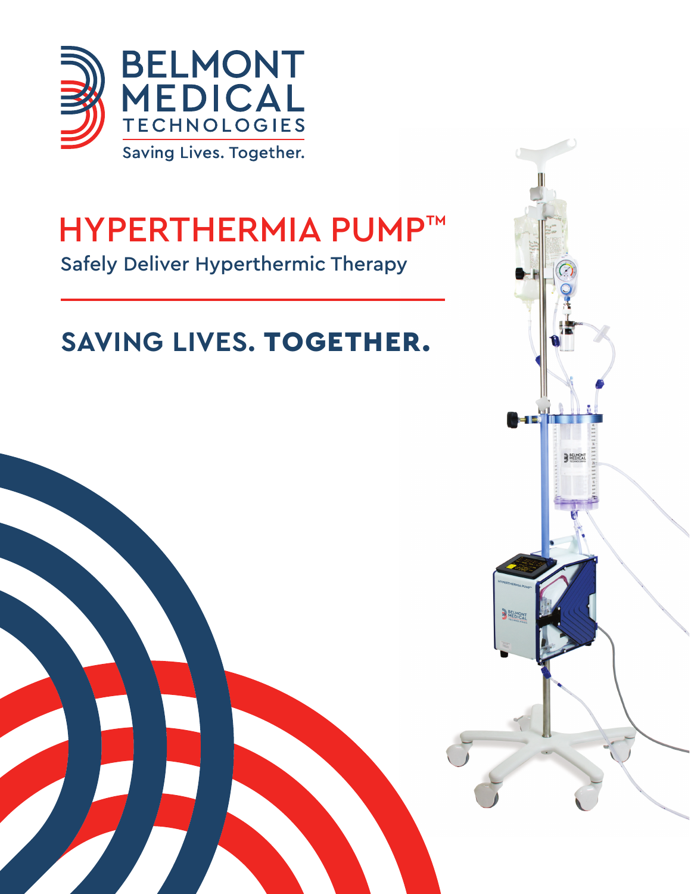BELMONT MEDICAL TECHNOLOGIES

Saving Lives. Together.

# HYPERTHERMIA PUMP™

Safely Deliver Hyperthermic Therapy

## SAVING LIVES. **TOGETHER.**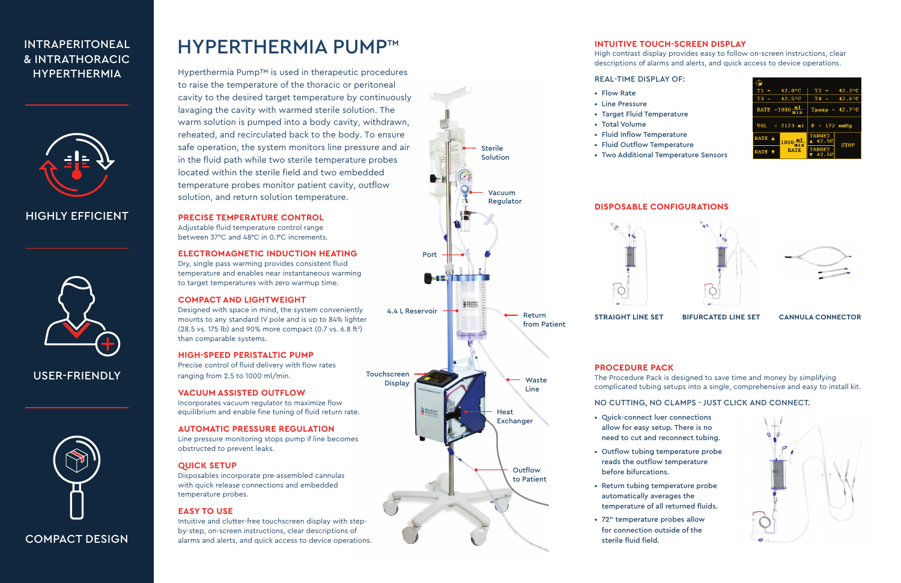## INTRAPERITONEAL & INTRATHORACIC HYPERTHERMIA

HIGHLY EFFICIENT

USER-FRIENDLY

COMPACT DESIGN

# HYPERTHERMIA PUMP™

Hyperthermia Pump™ is used in therapeutic procedures to raise the temperature of the thoracic or peritoneal cavity to the desired target temperature by continuously lavaging the cavity with warmed sterile solution. The warm solution is pumped into a body cavity, withdrawn, reheated, and recirculated back to the body. To ensure safe operation, the system monitors line pressure and air in the fluid path while two sterile temperature probes located within the sterile field and two embedded temperature probes monitor patient cavity, outflow solution, and return solution temperature.

### PRECISE TEMPERATURE CONTROL

Adjustable fluid temperature control range between 37°C and 48°C in 0.1°C increments.

### ELECTROMAGNETIC INDUCTION HEATING

Dry, single pass warming provides consistent fluid temperature and enables near instantaneous warming to target temperatures with zero warmup time.

### COMPACT AND LIGHTWEIGHT

Designed with space in mind, the system conveniently mounts to any standard IV pole and is up to 84% lighter (28.5 vs. 175 lb) and 90% more compact (0.7 vs. 6.8 ft³) than comparable systems.

### HIGH-SPEED PERISTALTIC PUMP

Precise control of fluid delivery with flow rates ranging from 2.5 to 1000 ml/min.

### VACUUM ASSISTED OUTFLOW

Incorporates vacuum regulator to maximize flow equilibrium and enable fine tuning of fluid return rate.

### AUTOMATIC PRESSURE REGULATION

Line pressure monitoring stops pump if line becomes obstructed to prevent leaks.

### QUICK SETUP

Disposables incorporate pre-assembled cannulas with quick release connections and embedded temperature probes.

### EASY TO USE

Intuitive and clutter-free touchscreen display with step-by-step, on-screen instructions, clear descriptions of alarms and alerts, and quick access to device operations.

Sterile Solution

Vacuum Regulator

Port

4.4 L Reservoir

Return from Patient

Touchscreen Display

Waste Line

Heat Exchanger

Outflow to Patient

### INTUITIVE TOUCH-SCREEN DISPLAY

High contrast display provides easy to follow on-screen instructions, clear descriptions of alarms and alerts, and quick access to device operations.

REAL-TIME DISPLAY OF:

- Flow Rate
- Line Pressure
- Target Fluid Temperature
- Total Volume
- Fluid Inflow Temperature
- Fluid Outflow Temperature
- Two Additional Temperature Sensors

### DISPOSABLE CONFIGURATIONS

STRAIGHT LINE SET

BIFURCATED LINE SET

CANNULA CONNECTOR

### PROCEDURE PACK

The Procedure Pack is designed to save time and money by simplifying complicated tubing setups into a single, comprehensive and easy to install kit.

NO CUTTING, NO CLAMPS - JUST CLICK AND CONNECT.

- Quick-connect luer connections allow for easy setup. There is no need to cut and reconnect tubing.
- Outflow tubing temperature probe reads the outflow temperature before bifurcations.
- Return tubing temperature probe automatically averages the temperature of all returned fluids.
- 72" temperature probes allow for connection outside of the sterile fluid field.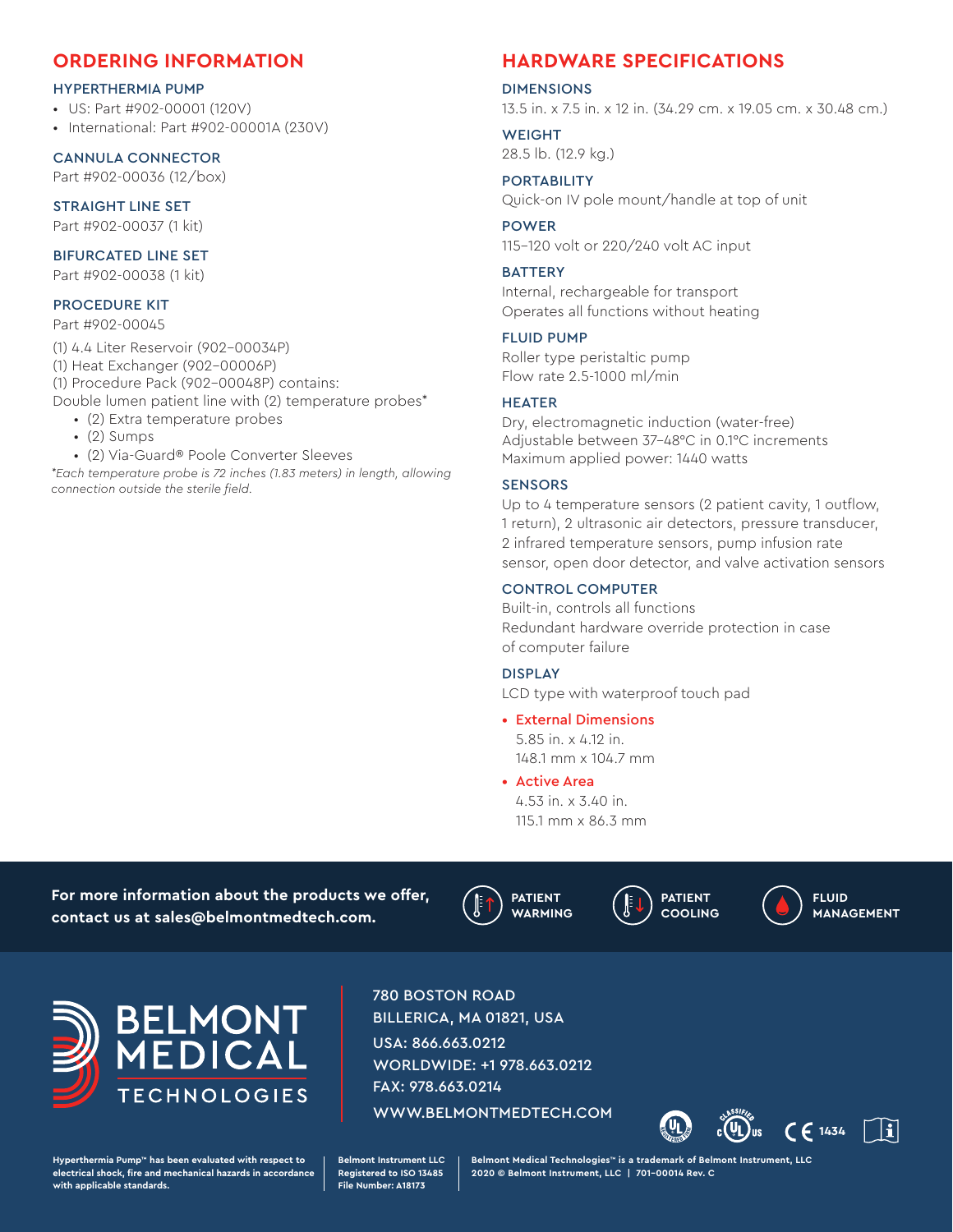## ORDERING INFORMATION

### HYPERTHERMIA PUMP

- US: Part #902-00001 (120V)
- International: Part #902-00001A (230V)

### CANNULA CONNECTOR

Part #902-00036 (12/box)

### STRAIGHT LINE SET

Part #902-00037 (1 kit)

### BIFURCATED LINE SET

Part #902-00038 (1 kit)

### PROCEDURE KIT

Part #902-00045

(1) 4.4 Liter Reservoir (902-00034P)
(1) Heat Exchanger (902-00006P)
(1) Procedure Pack (902-00048P) contains:
Double lumen patient line with (2) temperature probes*

- (2) Extra temperature probes
- (2) Sumps
- (2) Via-Guard® Poole Converter Sleeves

*\*Each temperature probe is 72 inches (1.83 meters) in length, allowing connection outside the sterile field.*

## HARDWARE SPECIFICATIONS

### DIMENSIONS

13.5 in. x 7.5 in. x 12 in. (34.29 cm. x 19.05 cm. x 30.48 cm.)

### WEIGHT

28.5 lb. (12.9 kg.)

### PORTABILITY

Quick-on IV pole mount/handle at top of unit

### POWER

115–120 volt or 220/240 volt AC input

### BATTERY

Internal, rechargeable for transport
Operates all functions without heating

### FLUID PUMP

Roller type peristaltic pump
Flow rate 2.5-1000 ml/min

### HEATER

Dry, electromagnetic induction (water-free)
Adjustable between 37–48°C in 0.1°C increments
Maximum applied power: 1440 watts

### SENSORS

Up to 4 temperature sensors (2 patient cavity, 1 outflow, 1 return), 2 ultrasonic air detectors, pressure transducer, 2 infrared temperature sensors, pump infusion rate sensor, open door detector, and valve activation sensors

### CONTROL COMPUTER

Built-in, controls all functions
Redundant hardware override protection in case of computer failure

### DISPLAY

LCD type with waterproof touch pad

- **External Dimensions**
  5.85 in. x 4.12 in.
  148.1 mm x 104.7 mm
- **Active Area**
  4.53 in. x 3.40 in.
  115.1 mm x 86.3 mm

**For more information about the products we offer, contact us at sales@belmontmedtech.com.**

PATIENT WARMING

PATIENT COOLING

FLUID MANAGEMENT

BELMONT MEDICAL TECHNOLOGIES

780 BOSTON ROAD
BILLERICA, MA 01821, USA
USA: 866.663.0212
WORLDWIDE: +1 978.663.0212
FAX: 978.663.0214
WWW.BELMONTMEDTECH.COM

Hyperthermia Pump™ has been evaluated with respect to electrical shock, fire and mechanical hazards in accordance with applicable standards.

Belmont Instrument LLC Registered to ISO 13485 File Number: A18173

Belmont Medical Technologies™ is a trademark of Belmont Instrument, LLC
2020 © Belmont Instrument, LLC | 701-00014 Rev. C

CE 1434